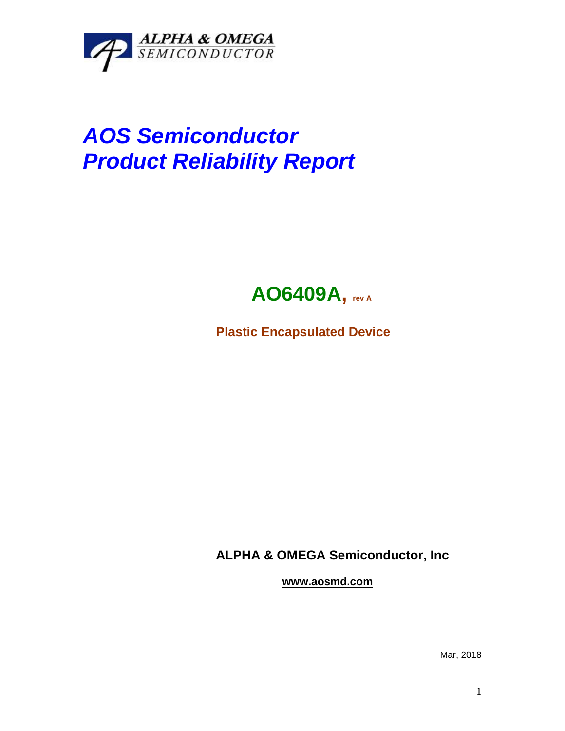ALPHA & OMEGA
SEMICONDUCTOR

# *AOS Semiconductor*
# *Product Reliability Report*

## AO6409A, rev A

**Plastic Encapsulated Device**

**ALPHA & OMEGA Semiconductor, Inc**

**www.aosmd.com**

Mar, 2018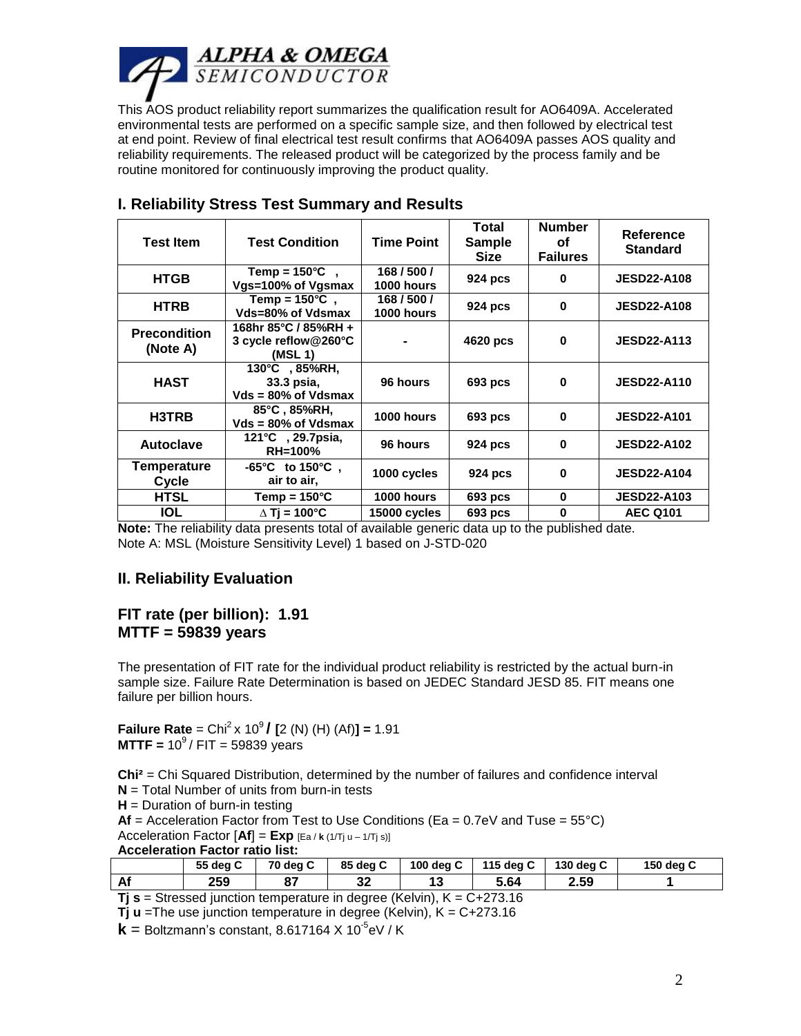This AOS product reliability report summarizes the qualification result for AO6409A. Accelerated environmental tests are performed on a specific sample size, and then followed by electrical test at end point. Review of final electrical test result confirms that AO6409A passes AOS quality and reliability requirements. The released product will be categorized by the process family and be routine monitored for continuously improving the product quality.

## I. Reliability Stress Test Summary and Results

| Test Item | Test Condition | Time Point | Total Sample Size | Number of Failures | Reference Standard |
|---|---|---|---|---|---|
| HTGB | Temp = 150°C , Vgs=100% of Vgsmax | 168 / 500 / 1000 hours | 924 pcs | 0 | JESD22-A108 |
| HTRB | Temp = 150°C , Vds=80% of Vdsmax | 168 / 500 / 1000 hours | 924 pcs | 0 | JESD22-A108 |
| Precondition (Note A) | 168hr 85°C / 85%RH + 3 cycle reflow@260°C (MSL 1) | - | 4620 pcs | 0 | JESD22-A113 |
| HAST | 130°C , 85%RH, 33.3 psia, Vds = 80% of Vdsmax | 96 hours | 693 pcs | 0 | JESD22-A110 |
| H3TRB | 85°C , 85%RH, Vds = 80% of Vdsmax | 1000 hours | 693 pcs | 0 | JESD22-A101 |
| Autoclave | 121°C , 29.7psia, RH=100% | 96 hours | 924 pcs | 0 | JESD22-A102 |
| Temperature Cycle | -65°C to 150°C , air to air, | 1000 cycles | 924 pcs | 0 | JESD22-A104 |
| HTSL | Temp = 150°C | 1000 hours | 693 pcs | 0 | JESD22-A103 |
| IOL | $\Delta$ Tj = 100°C | 15000 cycles | 693 pcs | 0 | AEC Q101 |

**Note:** The reliability data presents total of available generic data up to the published date.
Note A: MSL (Moisture Sensitivity Level) 1 based on J-STD-020

## II. Reliability Evaluation

### FIT rate (per billion): 1.91
### MTTF = 59839 years

The presentation of FIT rate for the individual product reliability is restricted by the actual burn-in sample size. Failure Rate Determination is based on JEDEC Standard JESD 85. FIT means one failure per billion hours.

**Failure Rate** = $Chi^2 \times 10^9$ **/ [**2 (N) (H) (Af)**] =** 1.91
**MTTF =** $10^9$ / FIT = 59839 years

**Chi²** = Chi Squared Distribution, determined by the number of failures and confidence interval
**N** = Total Number of units from burn-in tests
**H** = Duration of burn-in testing
**Af** = Acceleration Factor from Test to Use Conditions (Ea = 0.7eV and Tuse = 55°C)
Acceleration Factor [**Af**] = **Exp** [Ea / **k** (1/Tj u – 1/Tj s)]
**Acceleration Factor ratio list:**

| | 55 deg C | 70 deg C | 85 deg C | 100 deg C | 115 deg C | 130 deg C | 150 deg C |
|---|---|---|---|---|---|---|---|
| Af | 259 | 87 | 32 | 13 | 5.64 | 2.59 | 1 |

**Tj s** = Stressed junction temperature in degree (Kelvin), K = C+273.16
**Tj u** =The use junction temperature in degree (Kelvin), K = C+273.16
**k** = Boltzmann's constant, 8.617164 X $10^{-5}$eV / K